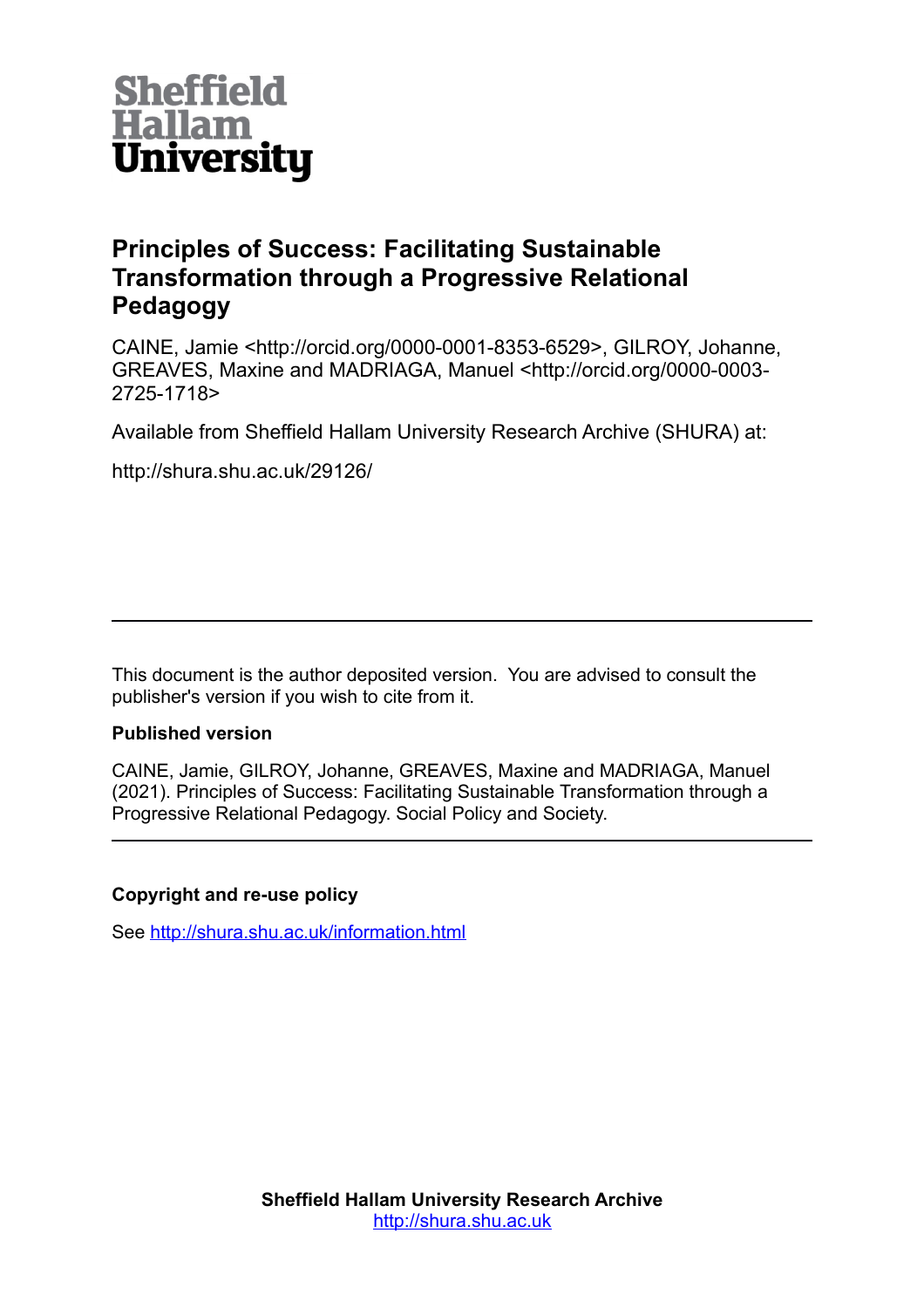Sheffield Hallam University

# Principles of Success: Facilitating Sustainable Transformation through a Progressive Relational Pedagogy

CAINE, Jamie <http://orcid.org/0000-0001-8353-6529>, GILROY, Johanne, GREAVES, Maxine and MADRIAGA, Manuel <http://orcid.org/0000-0003-2725-1718>

Available from Sheffield Hallam University Research Archive (SHURA) at:

http://shura.shu.ac.uk/29126/

---

This document is the author deposited version. You are advised to consult the publisher's version if you wish to cite from it.

**Published version**

CAINE, Jamie, GILROY, Johanne, GREAVES, Maxine and MADRIAGA, Manuel (2021). Principles of Success: Facilitating Sustainable Transformation through a Progressive Relational Pedagogy. Social Policy and Society.

---

**Copyright and re-use policy**

See http://shura.shu.ac.uk/information.html

**Sheffield Hallam University Research Archive**
http://shura.shu.ac.uk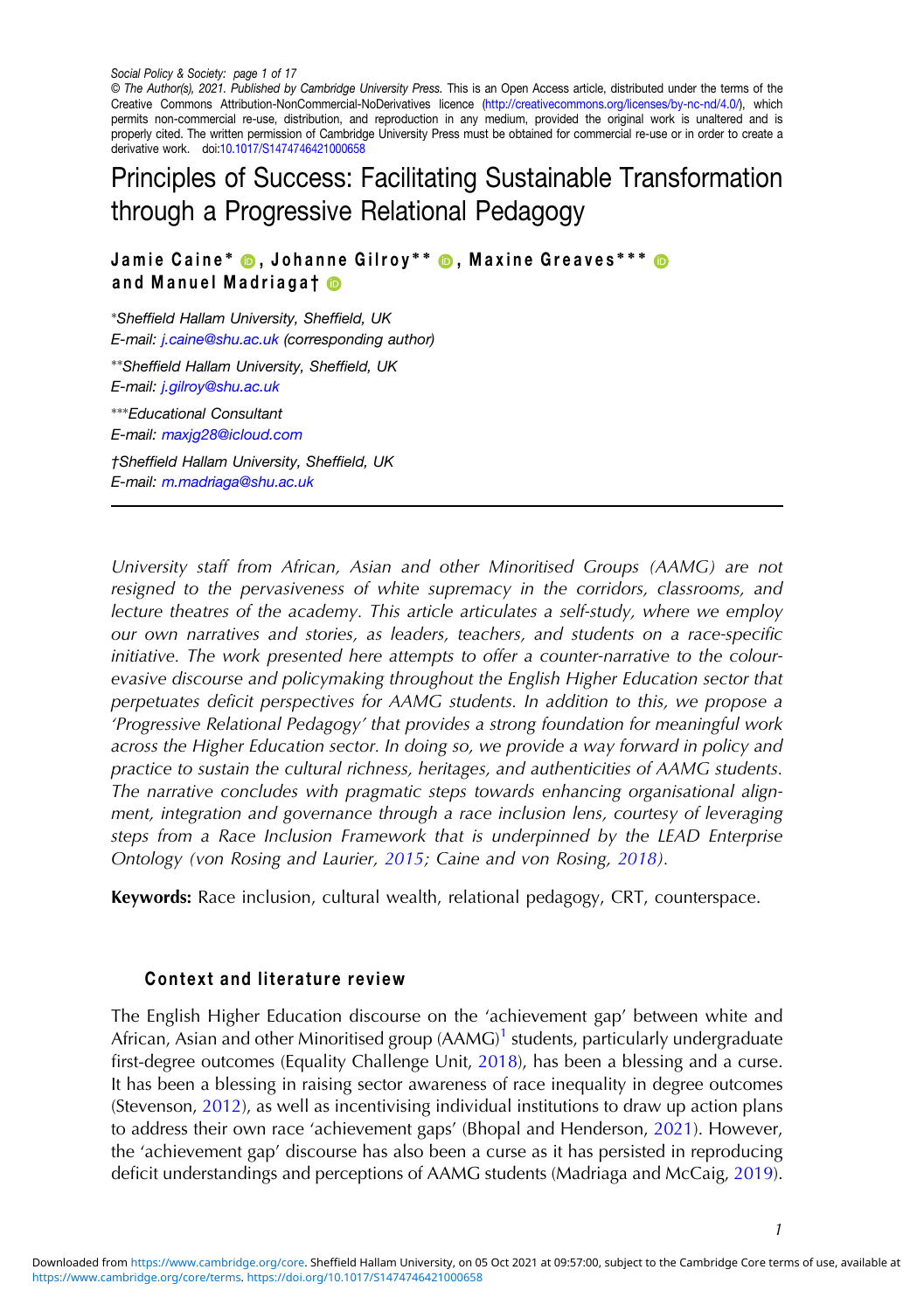Social Policy & Society: page 1 of 17
© The Author(s), 2021. Published by Cambridge University Press. This is an Open Access article, distributed under the terms of the Creative Commons Attribution-NonCommercial-NoDerivatives licence (http://creativecommons.org/licenses/by-nc-nd/4.0/), which permits non-commercial re-use, distribution, and reproduction in any medium, provided the original work is unaltered and is properly cited. The written permission of Cambridge University Press must be obtained for commercial re-use or in order to create a derivative work. doi:10.1017/S1474746421000658

# Principles of Success: Facilitating Sustainable Transformation through a Progressive Relational Pedagogy

**Jamie Caine\*, Johanne Gilroy\*\*, Maxine Greaves\*\*\* and Manuel Madriaga†**

\*Sheffield Hallam University, Sheffield, UK
E-mail: j.caine@shu.ac.uk (corresponding author)

\*\*Sheffield Hallam University, Sheffield, UK
E-mail: j.gilroy@shu.ac.uk

\*\*\*Educational Consultant
E-mail: maxjg28@icloud.com

†Sheffield Hallam University, Sheffield, UK
E-mail: m.madriaga@shu.ac.uk

*University staff from African, Asian and other Minoritised Groups (AAMG) are not resigned to the pervasiveness of white supremacy in the corridors, classrooms, and lecture theatres of the academy. This article articulates a self-study, where we employ our own narratives and stories, as leaders, teachers, and students on a race-specific initiative. The work presented here attempts to offer a counter-narrative to the colour-evasive discourse and policymaking throughout the English Higher Education sector that perpetuates deficit perspectives for AAMG students. In addition to this, we propose a 'Progressive Relational Pedagogy' that provides a strong foundation for meaningful work across the Higher Education sector. In doing so, we provide a way forward in policy and practice to sustain the cultural richness, heritages, and authenticities of AAMG students. The narrative concludes with pragmatic steps towards enhancing organisational alignment, integration and governance through a race inclusion lens, courtesy of leveraging steps from a Race Inclusion Framework that is underpinned by the LEAD Enterprise Ontology (von Rosing and Laurier, 2015; Caine and von Rosing, 2018).*

**Keywords:** Race inclusion, cultural wealth, relational pedagogy, CRT, counterspace.

## Context and literature review

The English Higher Education discourse on the 'achievement gap' between white and African, Asian and other Minoritised group (AAMG)[1] students, particularly undergraduate first-degree outcomes (Equality Challenge Unit, 2018), has been a blessing and a curse. It has been a blessing in raising sector awareness of race inequality in degree outcomes (Stevenson, 2012), as well as incentivising individual institutions to draw up action plans to address their own race 'achievement gaps' (Bhopal and Henderson, 2021). However, the 'achievement gap' discourse has also been a curse as it has persisted in reproducing deficit understandings and perceptions of AAMG students (Madriaga and McCaig, 2019).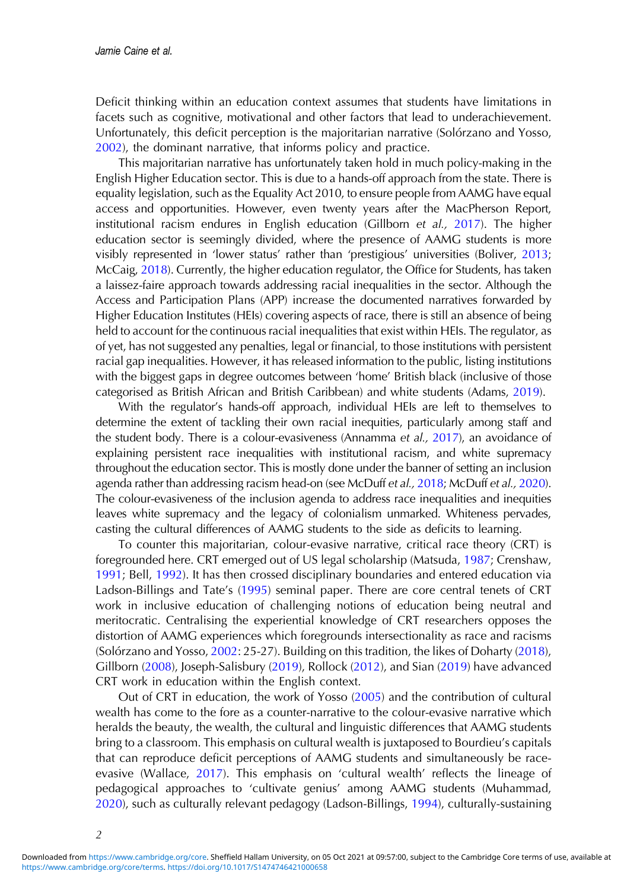Deficit thinking within an education context assumes that students have limitations in facets such as cognitive, motivational and other factors that lead to underachievement. Unfortunately, this deficit perception is the majoritarian narrative (Solórzano and Yosso, 2002), the dominant narrative, that informs policy and practice.

This majoritarian narrative has unfortunately taken hold in much policy-making in the English Higher Education sector. This is due to a hands-off approach from the state. There is equality legislation, such as the Equality Act 2010, to ensure people from AAMG have equal access and opportunities. However, even twenty years after the MacPherson Report, institutional racism endures in English education (Gillborn *et al.,* 2017). The higher education sector is seemingly divided, where the presence of AAMG students is more visibly represented in 'lower status' rather than 'prestigious' universities (Boliver, 2013; McCaig, 2018). Currently, the higher education regulator, the Office for Students, has taken a laissez-faire approach towards addressing racial inequalities in the sector. Although the Access and Participation Plans (APP) increase the documented narratives forwarded by Higher Education Institutes (HEIs) covering aspects of race, there is still an absence of being held to account for the continuous racial inequalities that exist within HEIs. The regulator, as of yet, has not suggested any penalties, legal or financial, to those institutions with persistent racial gap inequalities. However, it has released information to the public, listing institutions with the biggest gaps in degree outcomes between 'home' British black (inclusive of those categorised as British African and British Caribbean) and white students (Adams, 2019).

With the regulator's hands-off approach, individual HEIs are left to themselves to determine the extent of tackling their own racial inequities, particularly among staff and the student body. There is a colour-evasiveness (Annamma *et al.,* 2017), an avoidance of explaining persistent race inequalities with institutional racism, and white supremacy throughout the education sector. This is mostly done under the banner of setting an inclusion agenda rather than addressing racism head-on (see McDuff *et al.,* 2018; McDuff *et al.,* 2020). The colour-evasiveness of the inclusion agenda to address race inequalities and inequities leaves white supremacy and the legacy of colonialism unmarked. Whiteness pervades, casting the cultural differences of AAMG students to the side as deficits to learning.

To counter this majoritarian, colour-evasive narrative, critical race theory (CRT) is foregrounded here. CRT emerged out of US legal scholarship (Matsuda, 1987; Crenshaw, 1991; Bell, 1992). It has then crossed disciplinary boundaries and entered education via Ladson-Billings and Tate's (1995) seminal paper. There are core central tenets of CRT work in inclusive education of challenging notions of education being neutral and meritocratic. Centralising the experiential knowledge of CRT researchers opposes the distortion of AAMG experiences which foregrounds intersectionality as race and racisms (Solórzano and Yosso, 2002: 25-27). Building on this tradition, the likes of Doharty (2018), Gillborn (2008), Joseph-Salisbury (2019), Rollock (2012), and Sian (2019) have advanced CRT work in education within the English context.

Out of CRT in education, the work of Yosso (2005) and the contribution of cultural wealth has come to the fore as a counter-narrative to the colour-evasive narrative which heralds the beauty, the wealth, the cultural and linguistic differences that AAMG students bring to a classroom. This emphasis on cultural wealth is juxtaposed to Bourdieu's capitals that can reproduce deficit perceptions of AAMG students and simultaneously be race-evasive (Wallace, 2017). This emphasis on 'cultural wealth' reflects the lineage of pedagogical approaches to 'cultivate genius' among AAMG students (Muhammad, 2020), such as culturally relevant pedagogy (Ladson-Billings, 1994), culturally-sustaining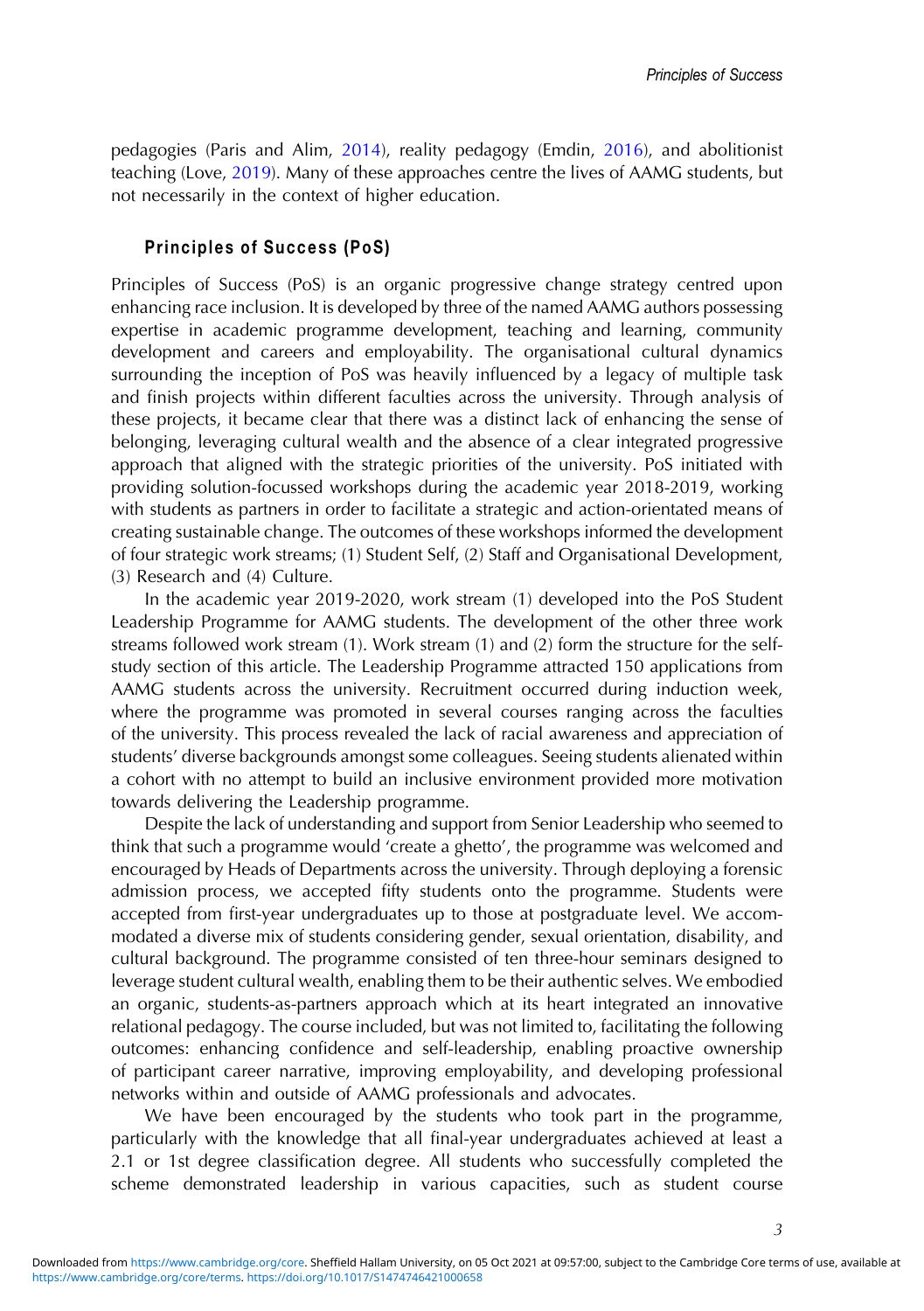pedagogies (Paris and Alim, 2014), reality pedagogy (Emdin, 2016), and abolitionist teaching (Love, 2019). Many of these approaches centre the lives of AAMG students, but not necessarily in the context of higher education.

## Principles of Success (PoS)

Principles of Success (PoS) is an organic progressive change strategy centred upon enhancing race inclusion. It is developed by three of the named AAMG authors possessing expertise in academic programme development, teaching and learning, community development and careers and employability. The organisational cultural dynamics surrounding the inception of PoS was heavily influenced by a legacy of multiple task and finish projects within different faculties across the university. Through analysis of these projects, it became clear that there was a distinct lack of enhancing the sense of belonging, leveraging cultural wealth and the absence of a clear integrated progressive approach that aligned with the strategic priorities of the university. PoS initiated with providing solution-focussed workshops during the academic year 2018-2019, working with students as partners in order to facilitate a strategic and action-orientated means of creating sustainable change. The outcomes of these workshops informed the development of four strategic work streams; (1) Student Self, (2) Staff and Organisational Development, (3) Research and (4) Culture.

In the academic year 2019-2020, work stream (1) developed into the PoS Student Leadership Programme for AAMG students. The development of the other three work streams followed work stream (1). Work stream (1) and (2) form the structure for the self-study section of this article. The Leadership Programme attracted 150 applications from AAMG students across the university. Recruitment occurred during induction week, where the programme was promoted in several courses ranging across the faculties of the university. This process revealed the lack of racial awareness and appreciation of students' diverse backgrounds amongst some colleagues. Seeing students alienated within a cohort with no attempt to build an inclusive environment provided more motivation towards delivering the Leadership programme.

Despite the lack of understanding and support from Senior Leadership who seemed to think that such a programme would 'create a ghetto', the programme was welcomed and encouraged by Heads of Departments across the university. Through deploying a forensic admission process, we accepted fifty students onto the programme. Students were accepted from first-year undergraduates up to those at postgraduate level. We accommodated a diverse mix of students considering gender, sexual orientation, disability, and cultural background. The programme consisted of ten three-hour seminars designed to leverage student cultural wealth, enabling them to be their authentic selves. We embodied an organic, students-as-partners approach which at its heart integrated an innovative relational pedagogy. The course included, but was not limited to, facilitating the following outcomes: enhancing confidence and self-leadership, enabling proactive ownership of participant career narrative, improving employability, and developing professional networks within and outside of AAMG professionals and advocates.

We have been encouraged by the students who took part in the programme, particularly with the knowledge that all final-year undergraduates achieved at least a 2.1 or 1st degree classification degree. All students who successfully completed the scheme demonstrated leadership in various capacities, such as student course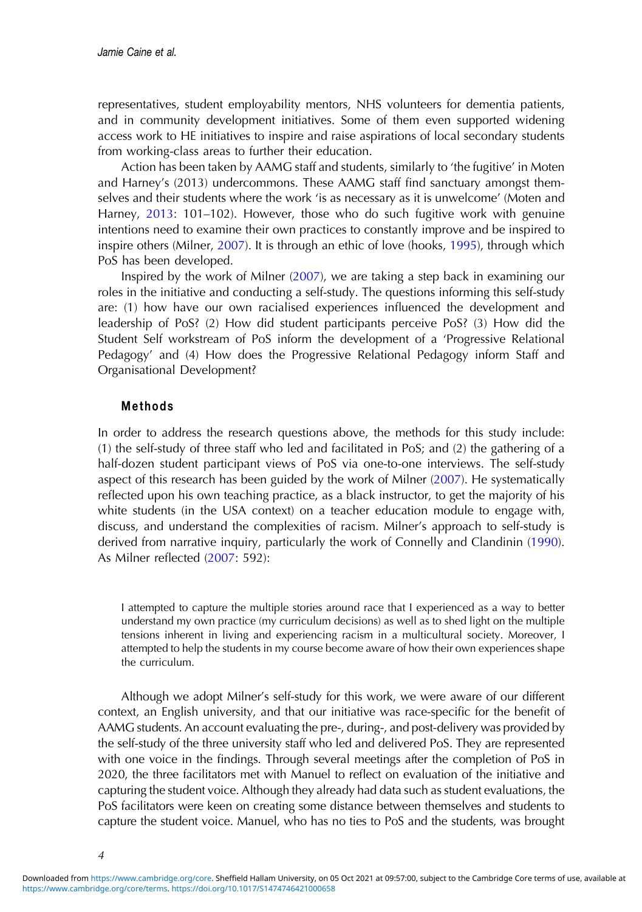representatives, student employability mentors, NHS volunteers for dementia patients, and in community development initiatives. Some of them even supported widening access work to HE initiatives to inspire and raise aspirations of local secondary students from working-class areas to further their education.

Action has been taken by AAMG staff and students, similarly to 'the fugitive' in Moten and Harney's (2013) undercommons. These AAMG staff find sanctuary amongst themselves and their students where the work 'is as necessary as it is unwelcome' (Moten and Harney, 2013: 101–102). However, those who do such fugitive work with genuine intentions need to examine their own practices to constantly improve and be inspired to inspire others (Milner, 2007). It is through an ethic of love (hooks, 1995), through which PoS has been developed.

Inspired by the work of Milner (2007), we are taking a step back in examining our roles in the initiative and conducting a self-study. The questions informing this self-study are: (1) how have our own racialised experiences influenced the development and leadership of PoS? (2) How did student participants perceive PoS? (3) How did the Student Self workstream of PoS inform the development of a 'Progressive Relational Pedagogy' and (4) How does the Progressive Relational Pedagogy inform Staff and Organisational Development?

## Methods

In order to address the research questions above, the methods for this study include: (1) the self-study of three staff who led and facilitated in PoS; and (2) the gathering of a half-dozen student participant views of PoS via one-to-one interviews. The self-study aspect of this research has been guided by the work of Milner (2007). He systematically reflected upon his own teaching practice, as a black instructor, to get the majority of his white students (in the USA context) on a teacher education module to engage with, discuss, and understand the complexities of racism. Milner's approach to self-study is derived from narrative inquiry, particularly the work of Connelly and Clandinin (1990). As Milner reflected (2007: 592):

> I attempted to capture the multiple stories around race that I experienced as a way to better understand my own practice (my curriculum decisions) as well as to shed light on the multiple tensions inherent in living and experiencing racism in a multicultural society. Moreover, I attempted to help the students in my course become aware of how their own experiences shape the curriculum.

Although we adopt Milner's self-study for this work, we were aware of our different context, an English university, and that our initiative was race-specific for the benefit of AAMG students. An account evaluating the pre-, during-, and post-delivery was provided by the self-study of the three university staff who led and delivered PoS. They are represented with one voice in the findings. Through several meetings after the completion of PoS in 2020, the three facilitators met with Manuel to reflect on evaluation of the initiative and capturing the student voice. Although they already had data such as student evaluations, the PoS facilitators were keen on creating some distance between themselves and students to capture the student voice. Manuel, who has no ties to PoS and the students, was brought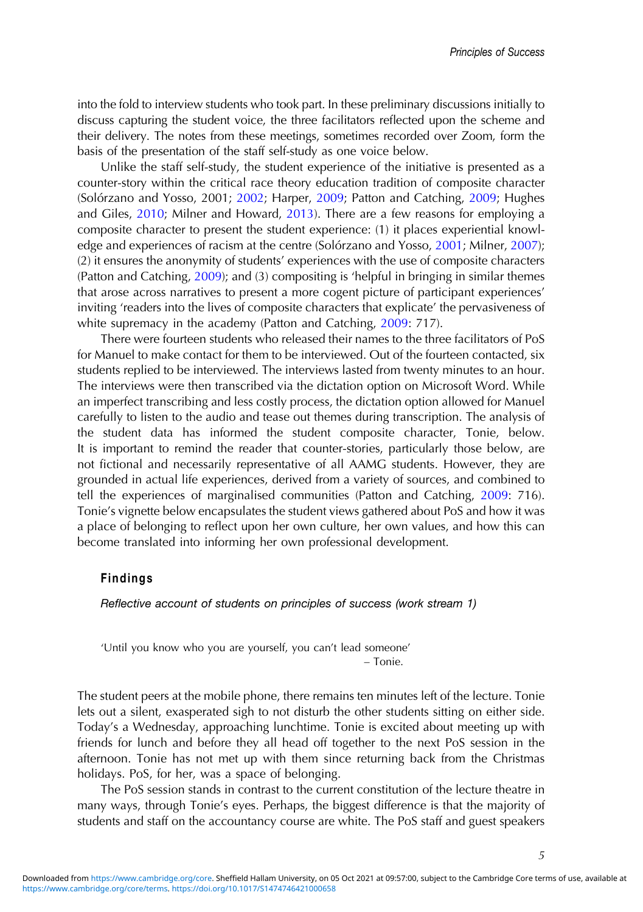into the fold to interview students who took part. In these preliminary discussions initially to discuss capturing the student voice, the three facilitators reflected upon the scheme and their delivery. The notes from these meetings, sometimes recorded over Zoom, form the basis of the presentation of the staff self-study as one voice below.

Unlike the staff self-study, the student experience of the initiative is presented as a counter-story within the critical race theory education tradition of composite character (Solórzano and Yosso, 2001; 2002; Harper, 2009; Patton and Catching, 2009; Hughes and Giles, 2010; Milner and Howard, 2013). There are a few reasons for employing a composite character to present the student experience: (1) it places experiential knowledge and experiences of racism at the centre (Solórzano and Yosso, 2001; Milner, 2007); (2) it ensures the anonymity of students' experiences with the use of composite characters (Patton and Catching, 2009); and (3) compositing is 'helpful in bringing in similar themes that arose across narratives to present a more cogent picture of participant experiences' inviting 'readers into the lives of composite characters that explicate' the pervasiveness of white supremacy in the academy (Patton and Catching, 2009: 717).

There were fourteen students who released their names to the three facilitators of PoS for Manuel to make contact for them to be interviewed. Out of the fourteen contacted, six students replied to be interviewed. The interviews lasted from twenty minutes to an hour. The interviews were then transcribed via the dictation option on Microsoft Word. While an imperfect transcribing and less costly process, the dictation option allowed for Manuel carefully to listen to the audio and tease out themes during transcription. The analysis of the student data has informed the student composite character, Tonie, below. It is important to remind the reader that counter-stories, particularly those below, are not fictional and necessarily representative of all AAMG students. However, they are grounded in actual life experiences, derived from a variety of sources, and combined to tell the experiences of marginalised communities (Patton and Catching, 2009: 716). Tonie's vignette below encapsulates the student views gathered about PoS and how it was a place of belonging to reflect upon her own culture, her own values, and how this can become translated into informing her own professional development.

## Findings

### *Reflective account of students on principles of success (work stream 1)*

> 'Until you know who you are yourself, you can't lead someone'
>
> – Tonie.

The student peers at the mobile phone, there remains ten minutes left of the lecture. Tonie lets out a silent, exasperated sigh to not disturb the other students sitting on either side. Today's a Wednesday, approaching lunchtime. Tonie is excited about meeting up with friends for lunch and before they all head off together to the next PoS session in the afternoon. Tonie has not met up with them since returning back from the Christmas holidays. PoS, for her, was a space of belonging.

The PoS session stands in contrast to the current constitution of the lecture theatre in many ways, through Tonie's eyes. Perhaps, the biggest difference is that the majority of students and staff on the accountancy course are white. The PoS staff and guest speakers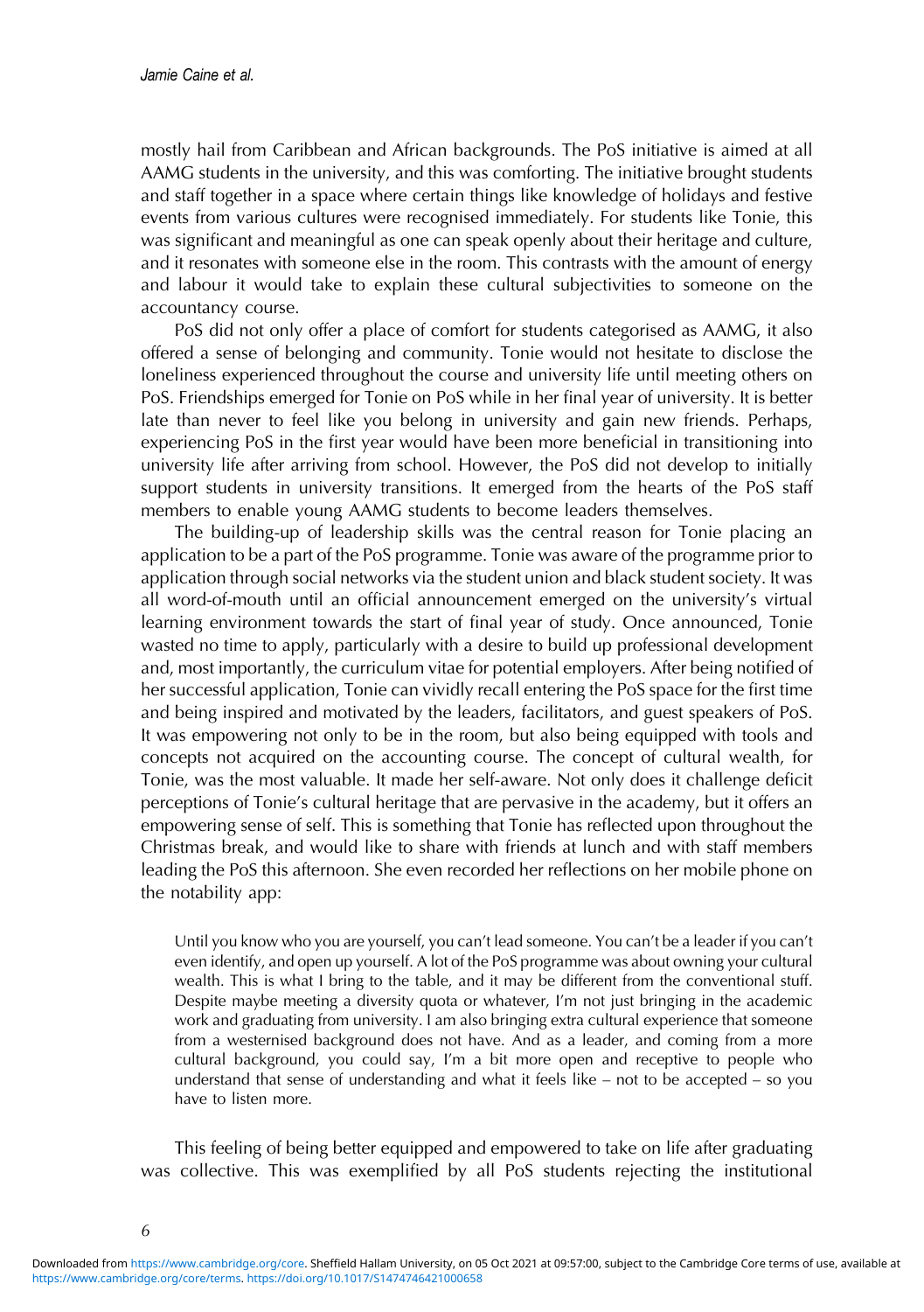mostly hail from Caribbean and African backgrounds. The PoS initiative is aimed at all AAMG students in the university, and this was comforting. The initiative brought students and staff together in a space where certain things like knowledge of holidays and festive events from various cultures were recognised immediately. For students like Tonie, this was significant and meaningful as one can speak openly about their heritage and culture, and it resonates with someone else in the room. This contrasts with the amount of energy and labour it would take to explain these cultural subjectivities to someone on the accountancy course.

PoS did not only offer a place of comfort for students categorised as AAMG, it also offered a sense of belonging and community. Tonie would not hesitate to disclose the loneliness experienced throughout the course and university life until meeting others on PoS. Friendships emerged for Tonie on PoS while in her final year of university. It is better late than never to feel like you belong in university and gain new friends. Perhaps, experiencing PoS in the first year would have been more beneficial in transitioning into university life after arriving from school. However, the PoS did not develop to initially support students in university transitions. It emerged from the hearts of the PoS staff members to enable young AAMG students to become leaders themselves.

The building-up of leadership skills was the central reason for Tonie placing an application to be a part of the PoS programme. Tonie was aware of the programme prior to application through social networks via the student union and black student society. It was all word-of-mouth until an official announcement emerged on the university's virtual learning environment towards the start of final year of study. Once announced, Tonie wasted no time to apply, particularly with a desire to build up professional development and, most importantly, the curriculum vitae for potential employers. After being notified of her successful application, Tonie can vividly recall entering the PoS space for the first time and being inspired and motivated by the leaders, facilitators, and guest speakers of PoS. It was empowering not only to be in the room, but also being equipped with tools and concepts not acquired on the accounting course. The concept of cultural wealth, for Tonie, was the most valuable. It made her self-aware. Not only does it challenge deficit perceptions of Tonie's cultural heritage that are pervasive in the academy, but it offers an empowering sense of self. This is something that Tonie has reflected upon throughout the Christmas break, and would like to share with friends at lunch and with staff members leading the PoS this afternoon. She even recorded her reflections on her mobile phone on the notability app:

> Until you know who you are yourself, you can't lead someone. You can't be a leader if you can't even identify, and open up yourself. A lot of the PoS programme was about owning your cultural wealth. This is what I bring to the table, and it may be different from the conventional stuff. Despite maybe meeting a diversity quota or whatever, I'm not just bringing in the academic work and graduating from university. I am also bringing extra cultural experience that someone from a westernised background does not have. And as a leader, and coming from a more cultural background, you could say, I'm a bit more open and receptive to people who understand that sense of understanding and what it feels like – not to be accepted – so you have to listen more.

This feeling of being better equipped and empowered to take on life after graduating was collective. This was exemplified by all PoS students rejecting the institutional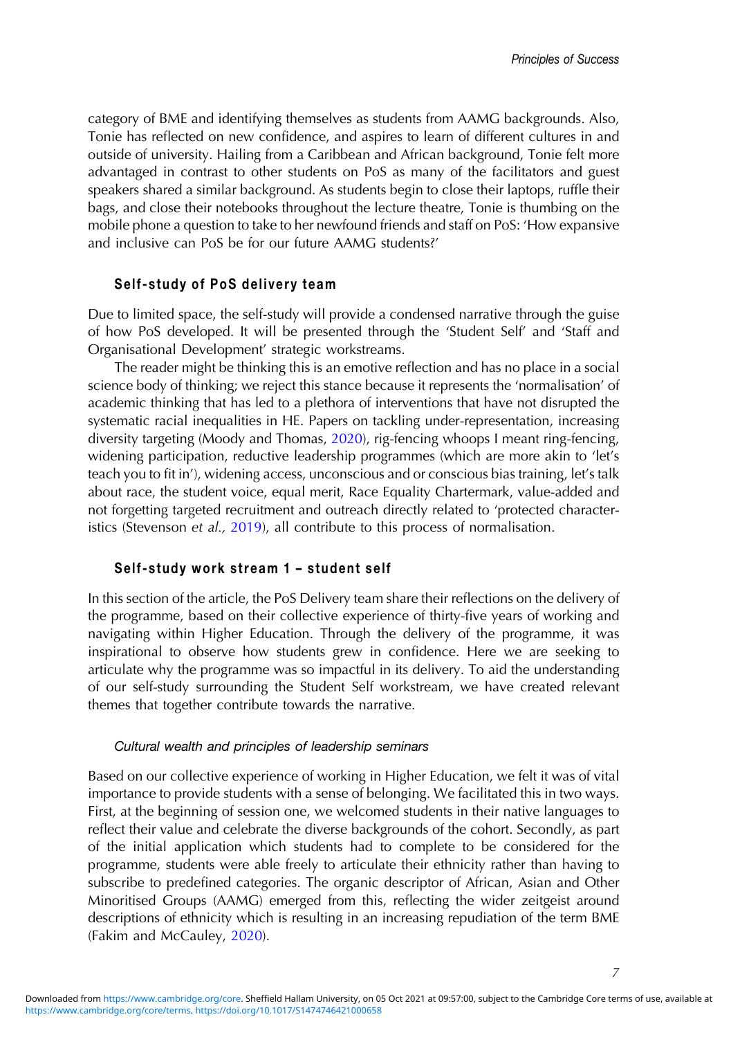category of BME and identifying themselves as students from AAMG backgrounds. Also, Tonie has reflected on new confidence, and aspires to learn of different cultures in and outside of university. Hailing from a Caribbean and African background, Tonie felt more advantaged in contrast to other students on PoS as many of the facilitators and guest speakers shared a similar background. As students begin to close their laptops, ruffle their bags, and close their notebooks throughout the lecture theatre, Tonie is thumbing on the mobile phone a question to take to her newfound friends and staff on PoS: 'How expansive and inclusive can PoS be for our future AAMG students?'

## Self-study of PoS delivery team

Due to limited space, the self-study will provide a condensed narrative through the guise of how PoS developed. It will be presented through the 'Student Self' and 'Staff and Organisational Development' strategic workstreams.

The reader might be thinking this is an emotive reflection and has no place in a social science body of thinking; we reject this stance because it represents the 'normalisation' of academic thinking that has led to a plethora of interventions that have not disrupted the systematic racial inequalities in HE. Papers on tackling under-representation, increasing diversity targeting (Moody and Thomas, 2020), rig-fencing whoops I meant ring-fencing, widening participation, reductive leadership programmes (which are more akin to 'let's teach you to fit in'), widening access, unconscious and or conscious bias training, let's talk about race, the student voice, equal merit, Race Equality Chartermark, value-added and not forgetting targeted recruitment and outreach directly related to 'protected characteristics (Stevenson *et al.,* 2019), all contribute to this process of normalisation.

## Self-study work stream 1 – student self

In this section of the article, the PoS Delivery team share their reflections on the delivery of the programme, based on their collective experience of thirty-five years of working and navigating within Higher Education. Through the delivery of the programme, it was inspirational to observe how students grew in confidence. Here we are seeking to articulate why the programme was so impactful in its delivery. To aid the understanding of our self-study surrounding the Student Self workstream, we have created relevant themes that together contribute towards the narrative.

### *Cultural wealth and principles of leadership seminars*

Based on our collective experience of working in Higher Education, we felt it was of vital importance to provide students with a sense of belonging. We facilitated this in two ways. First, at the beginning of session one, we welcomed students in their native languages to reflect their value and celebrate the diverse backgrounds of the cohort. Secondly, as part of the initial application which students had to complete to be considered for the programme, students were able freely to articulate their ethnicity rather than having to subscribe to predefined categories. The organic descriptor of African, Asian and Other Minoritised Groups (AAMG) emerged from this, reflecting the wider zeitgeist around descriptions of ethnicity which is resulting in an increasing repudiation of the term BME (Fakim and McCauley, 2020).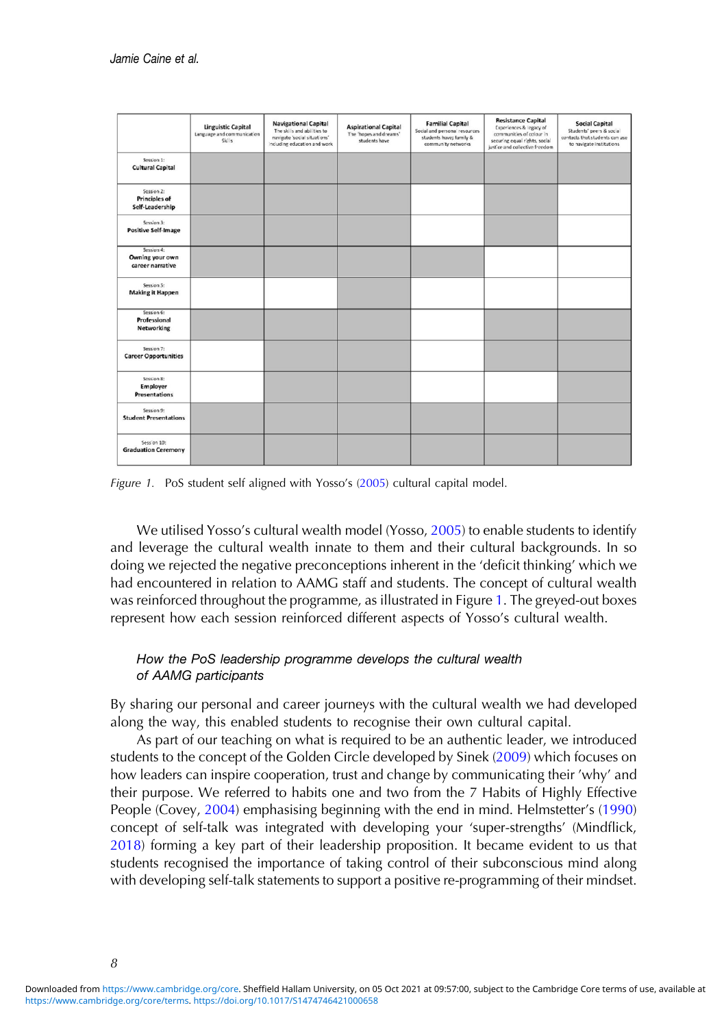| | **Linguistic Capital** Language and communication Skills | **Navigational Capital** The skills and abilities to navigate 'social situations' including education and work | **Aspirational Capital** The 'hopes and dreams' students have | **Familial Capital** Social and personal resources students have; family & community networks | **Resistance Capital** Experiences & legacy of communities of colour in securing equal rights, social justice and collective freedom | **Social Capital** Students' peers & social contacts that students can use to navigate institutions |
|---|---|---|---|---|---|---|
| Session 1: **Cultural Capital** | ■ | ■ | ■ | ■ | ■ | ■ |
| Session 2: **Principles of Self-Leadership** | ■ | ■ | ■ | | ■ | |
| Session 3: **Positive Self-Image** | ■ | ■ | ■ | | ■ | |
| Session 4: **Owning your own career narrative** | ■ | ■ | ■ | ■ | | |
| Session 5: **Making it Happen** | | | ■ | | | |
| Session 6: **Professional Networking** | ■ | ■ | ■ | | ■ | ■ |
| Session 7: **Career Opportunities** | | ■ | ■ | | ■ | ■ |
| Session 8: **Employer Presentations** | | ■ | ■ | ■ | | ■ |
| Session 9: **Student Presentations** | ■ | ■ | ■ | ■ | ■ | ■ |
| Session 10: **Graduation Ceremony** | ■ | ■ | ■ | ■ | ■ | ■ |

*Figure 1.* PoS student self aligned with Yosso's (2005) cultural capital model.

We utilised Yosso's cultural wealth model (Yosso, 2005) to enable students to identify and leverage the cultural wealth innate to them and their cultural backgrounds. In so doing we rejected the negative preconceptions inherent in the 'deficit thinking' which we had encountered in relation to AAMG staff and students. The concept of cultural wealth was reinforced throughout the programme, as illustrated in Figure 1. The greyed-out boxes represent how each session reinforced different aspects of Yosso's cultural wealth.

### *How the PoS leadership programme develops the cultural wealth of AAMG participants*

By sharing our personal and career journeys with the cultural wealth we had developed along the way, this enabled students to recognise their own cultural capital.

As part of our teaching on what is required to be an authentic leader, we introduced students to the concept of the Golden Circle developed by Sinek (2009) which focuses on how leaders can inspire cooperation, trust and change by communicating their 'why' and their purpose. We referred to habits one and two from the 7 Habits of Highly Effective People (Covey, 2004) emphasising beginning with the end in mind. Helmstetter's (1990) concept of self-talk was integrated with developing your 'super-strengths' (Mindflick, 2018) forming a key part of their leadership proposition. It became evident to us that students recognised the importance of taking control of their subconscious mind along with developing self-talk statements to support a positive re-programming of their mindset.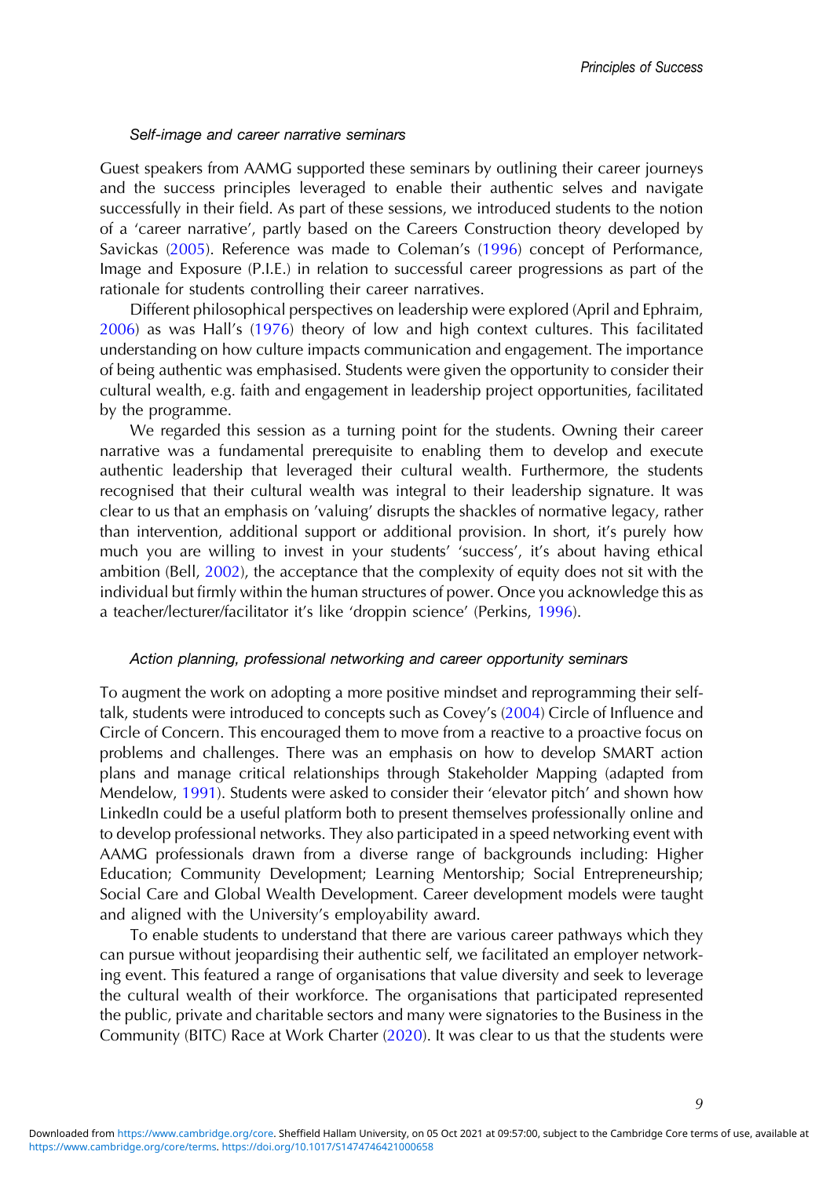### *Self-image and career narrative seminars*

Guest speakers from AAMG supported these seminars by outlining their career journeys and the success principles leveraged to enable their authentic selves and navigate successfully in their field. As part of these sessions, we introduced students to the notion of a 'career narrative', partly based on the Careers Construction theory developed by Savickas (2005). Reference was made to Coleman's (1996) concept of Performance, Image and Exposure (P.I.E.) in relation to successful career progressions as part of the rationale for students controlling their career narratives.

Different philosophical perspectives on leadership were explored (April and Ephraim, 2006) as was Hall's (1976) theory of low and high context cultures. This facilitated understanding on how culture impacts communication and engagement. The importance of being authentic was emphasised. Students were given the opportunity to consider their cultural wealth, e.g. faith and engagement in leadership project opportunities, facilitated by the programme.

We regarded this session as a turning point for the students. Owning their career narrative was a fundamental prerequisite to enabling them to develop and execute authentic leadership that leveraged their cultural wealth. Furthermore, the students recognised that their cultural wealth was integral to their leadership signature. It was clear to us that an emphasis on 'valuing' disrupts the shackles of normative legacy, rather than intervention, additional support or additional provision. In short, it's purely how much you are willing to invest in your students' 'success', it's about having ethical ambition (Bell, 2002), the acceptance that the complexity of equity does not sit with the individual but firmly within the human structures of power. Once you acknowledge this as a teacher/lecturer/facilitator it's like 'droppin science' (Perkins, 1996).

### *Action planning, professional networking and career opportunity seminars*

To augment the work on adopting a more positive mindset and reprogramming their self-talk, students were introduced to concepts such as Covey's (2004) Circle of Influence and Circle of Concern. This encouraged them to move from a reactive to a proactive focus on problems and challenges. There was an emphasis on how to develop SMART action plans and manage critical relationships through Stakeholder Mapping (adapted from Mendelow, 1991). Students were asked to consider their 'elevator pitch' and shown how LinkedIn could be a useful platform both to present themselves professionally online and to develop professional networks. They also participated in a speed networking event with AAMG professionals drawn from a diverse range of backgrounds including: Higher Education; Community Development; Learning Mentorship; Social Entrepreneurship; Social Care and Global Wealth Development. Career development models were taught and aligned with the University's employability award.

To enable students to understand that there are various career pathways which they can pursue without jeopardising their authentic self, we facilitated an employer networking event. This featured a range of organisations that value diversity and seek to leverage the cultural wealth of their workforce. The organisations that participated represented the public, private and charitable sectors and many were signatories to the Business in the Community (BITC) Race at Work Charter (2020). It was clear to us that the students were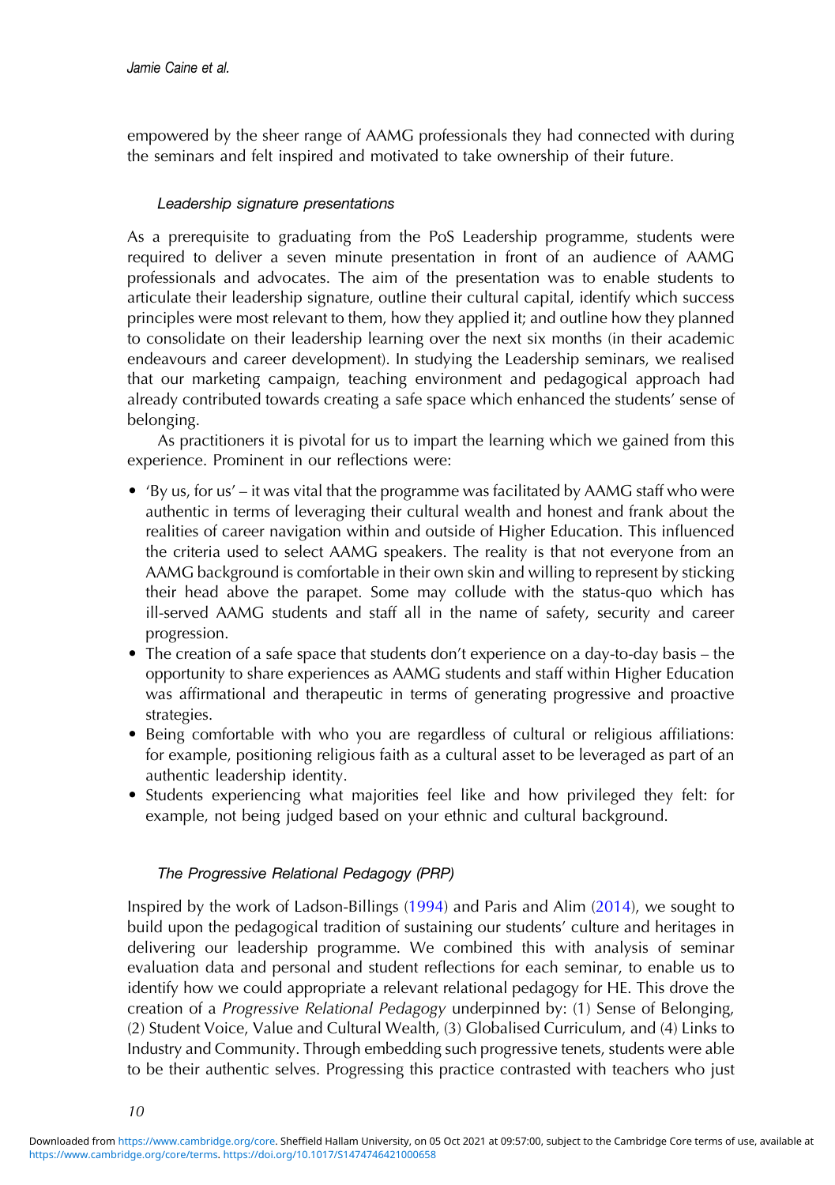empowered by the sheer range of AAMG professionals they had connected with during the seminars and felt inspired and motivated to take ownership of their future.

### *Leadership signature presentations*

As a prerequisite to graduating from the PoS Leadership programme, students were required to deliver a seven minute presentation in front of an audience of AAMG professionals and advocates. The aim of the presentation was to enable students to articulate their leadership signature, outline their cultural capital, identify which success principles were most relevant to them, how they applied it; and outline how they planned to consolidate on their leadership learning over the next six months (in their academic endeavours and career development). In studying the Leadership seminars, we realised that our marketing campaign, teaching environment and pedagogical approach had already contributed towards creating a safe space which enhanced the students' sense of belonging.

As practitioners it is pivotal for us to impart the learning which we gained from this experience. Prominent in our reflections were:

- 'By us, for us' – it was vital that the programme was facilitated by AAMG staff who were authentic in terms of leveraging their cultural wealth and honest and frank about the realities of career navigation within and outside of Higher Education. This influenced the criteria used to select AAMG speakers. The reality is that not everyone from an AAMG background is comfortable in their own skin and willing to represent by sticking their head above the parapet. Some may collude with the status-quo which has ill-served AAMG students and staff all in the name of safety, security and career progression.
- The creation of a safe space that students don't experience on a day-to-day basis – the opportunity to share experiences as AAMG students and staff within Higher Education was affirmational and therapeutic in terms of generating progressive and proactive strategies.
- Being comfortable with who you are regardless of cultural or religious affiliations: for example, positioning religious faith as a cultural asset to be leveraged as part of an authentic leadership identity.
- Students experiencing what majorities feel like and how privileged they felt: for example, not being judged based on your ethnic and cultural background.

### *The Progressive Relational Pedagogy (PRP)*

Inspired by the work of Ladson-Billings (1994) and Paris and Alim (2014), we sought to build upon the pedagogical tradition of sustaining our students' culture and heritages in delivering our leadership programme. We combined this with analysis of seminar evaluation data and personal and student reflections for each seminar, to enable us to identify how we could appropriate a relevant relational pedagogy for HE. This drove the creation of a *Progressive Relational Pedagogy* underpinned by: (1) Sense of Belonging, (2) Student Voice, Value and Cultural Wealth, (3) Globalised Curriculum, and (4) Links to Industry and Community. Through embedding such progressive tenets, students were able to be their authentic selves. Progressing this practice contrasted with teachers who just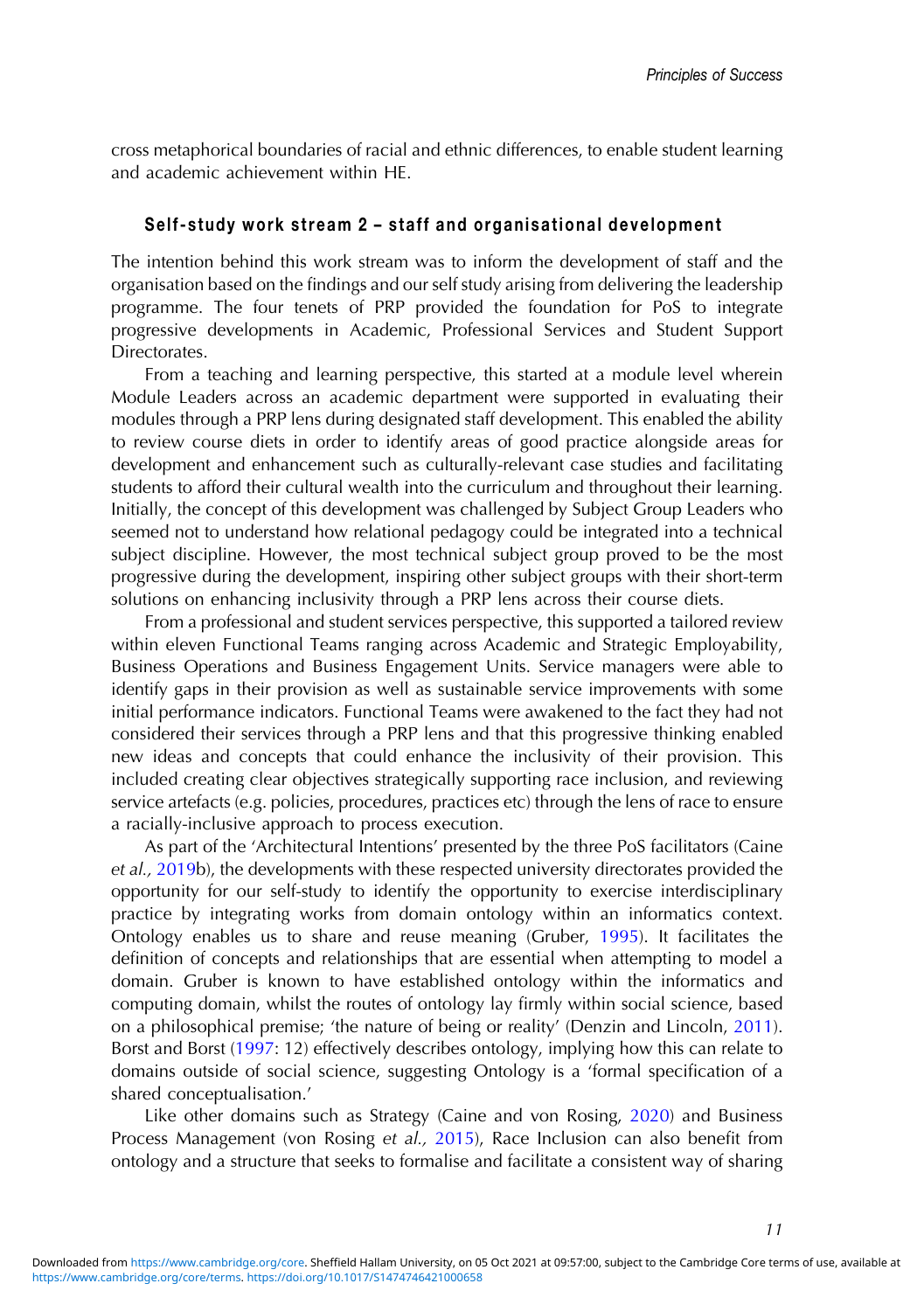cross metaphorical boundaries of racial and ethnic differences, to enable student learning and academic achievement within HE.

### Self-study work stream 2 – staff and organisational development

The intention behind this work stream was to inform the development of staff and the organisation based on the findings and our self study arising from delivering the leadership programme. The four tenets of PRP provided the foundation for PoS to integrate progressive developments in Academic, Professional Services and Student Support Directorates.

From a teaching and learning perspective, this started at a module level wherein Module Leaders across an academic department were supported in evaluating their modules through a PRP lens during designated staff development. This enabled the ability to review course diets in order to identify areas of good practice alongside areas for development and enhancement such as culturally-relevant case studies and facilitating students to afford their cultural wealth into the curriculum and throughout their learning. Initially, the concept of this development was challenged by Subject Group Leaders who seemed not to understand how relational pedagogy could be integrated into a technical subject discipline. However, the most technical subject group proved to be the most progressive during the development, inspiring other subject groups with their short-term solutions on enhancing inclusivity through a PRP lens across their course diets.

From a professional and student services perspective, this supported a tailored review within eleven Functional Teams ranging across Academic and Strategic Employability, Business Operations and Business Engagement Units. Service managers were able to identify gaps in their provision as well as sustainable service improvements with some initial performance indicators. Functional Teams were awakened to the fact they had not considered their services through a PRP lens and that this progressive thinking enabled new ideas and concepts that could enhance the inclusivity of their provision. This included creating clear objectives strategically supporting race inclusion, and reviewing service artefacts (e.g. policies, procedures, practices etc) through the lens of race to ensure a racially-inclusive approach to process execution.

As part of the 'Architectural Intentions' presented by the three PoS facilitators (Caine *et al.,* 2019b), the developments with these respected university directorates provided the opportunity for our self-study to identify the opportunity to exercise interdisciplinary practice by integrating works from domain ontology within an informatics context. Ontology enables us to share and reuse meaning (Gruber, 1995). It facilitates the definition of concepts and relationships that are essential when attempting to model a domain. Gruber is known to have established ontology within the informatics and computing domain, whilst the routes of ontology lay firmly within social science, based on a philosophical premise; 'the nature of being or reality' (Denzin and Lincoln, 2011). Borst and Borst (1997: 12) effectively describes ontology, implying how this can relate to domains outside of social science, suggesting Ontology is a 'formal specification of a shared conceptualisation.'

Like other domains such as Strategy (Caine and von Rosing, 2020) and Business Process Management (von Rosing *et al.,* 2015), Race Inclusion can also benefit from ontology and a structure that seeks to formalise and facilitate a consistent way of sharing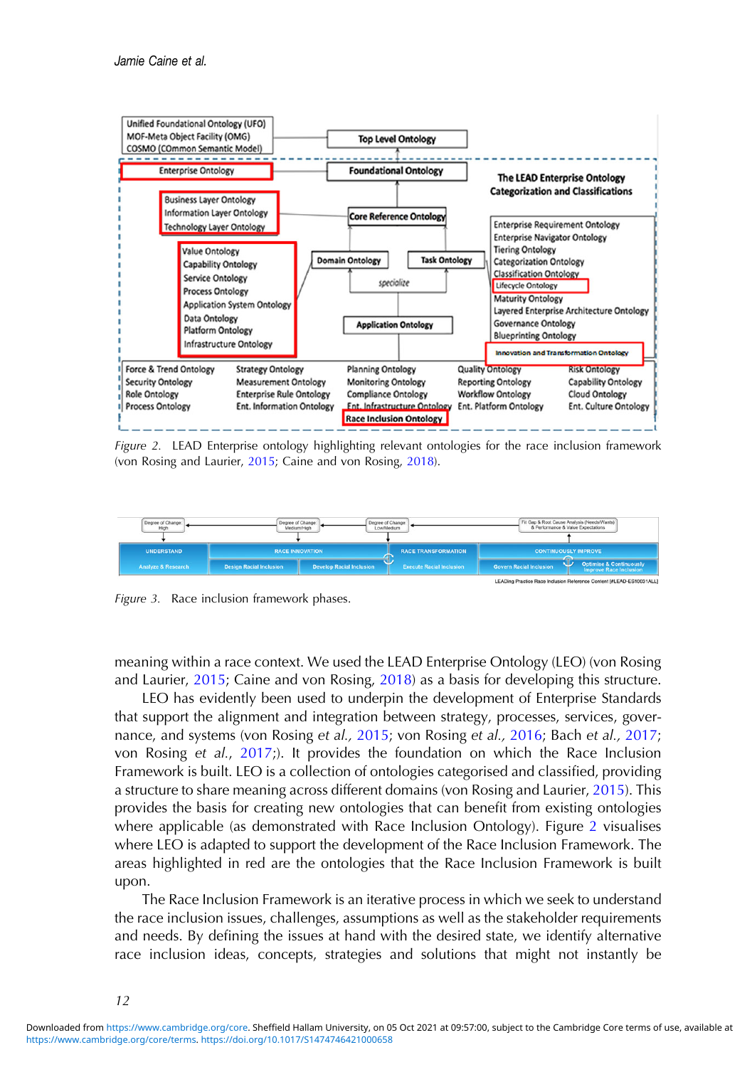Figure 2. LEAD Enterprise ontology highlighting relevant ontologies for the race inclusion framework (von Rosing and Laurier, 2015; Caine and von Rosing, 2018).

Figure 3. Race inclusion framework phases.

meaning within a race context. We used the LEAD Enterprise Ontology (LEO) (von Rosing and Laurier, 2015; Caine and von Rosing, 2018) as a basis for developing this structure.

LEO has evidently been used to underpin the development of Enterprise Standards that support the alignment and integration between strategy, processes, services, governance, and systems (von Rosing *et al.*, 2015; von Rosing *et al.*, 2016; Bach *et al.*, 2017; von Rosing *et al.*, 2017;). It provides the foundation on which the Race Inclusion Framework is built. LEO is a collection of ontologies categorised and classified, providing a structure to share meaning across different domains (von Rosing and Laurier, 2015). This provides the basis for creating new ontologies that can benefit from existing ontologies where applicable (as demonstrated with Race Inclusion Ontology). Figure 2 visualises where LEO is adapted to support the development of the Race Inclusion Framework. The areas highlighted in red are the ontologies that the Race Inclusion Framework is built upon.

The Race Inclusion Framework is an iterative process in which we seek to understand the race inclusion issues, challenges, assumptions as well as the stakeholder requirements and needs. By defining the issues at hand with the desired state, we identify alternative race inclusion ideas, concepts, strategies and solutions that might not instantly be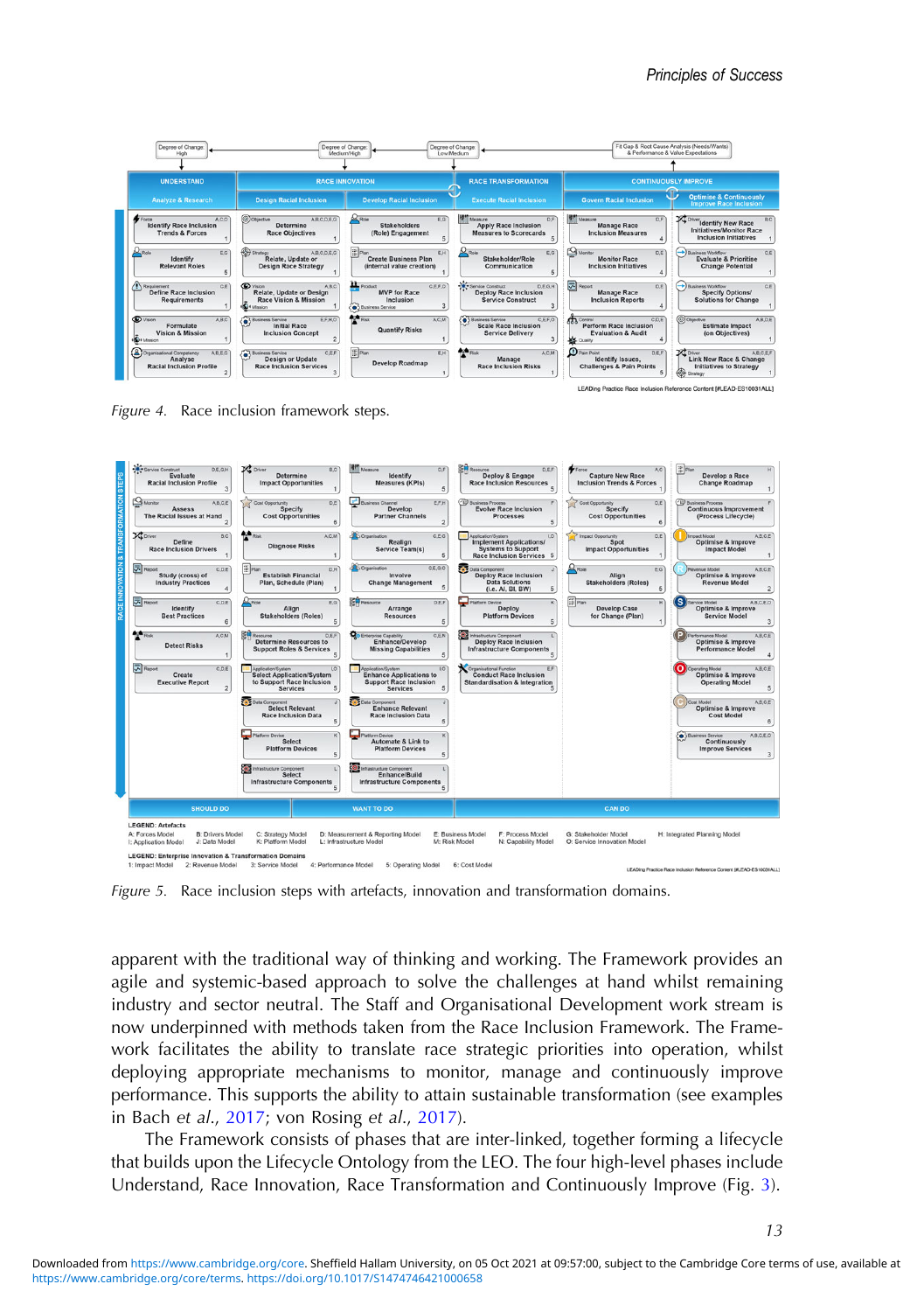Figure 4. Race inclusion framework steps.

Figure 5. Race inclusion steps with artefacts, innovation and transformation domains.

apparent with the traditional way of thinking and working. The Framework provides an agile and systemic-based approach to solve the challenges at hand whilst remaining industry and sector neutral. The Staff and Organisational Development work stream is now underpinned with methods taken from the Race Inclusion Framework. The Framework facilitates the ability to translate race strategic priorities into operation, whilst deploying appropriate mechanisms to monitor, manage and continuously improve performance. This supports the ability to attain sustainable transformation (see examples in Bach *et al.*, 2017; von Rosing *et al.*, 2017).

The Framework consists of phases that are inter-linked, together forming a lifecycle that builds upon the Lifecycle Ontology from the LEO. The four high-level phases include Understand, Race Innovation, Race Transformation and Continuously Improve (Fig. 3).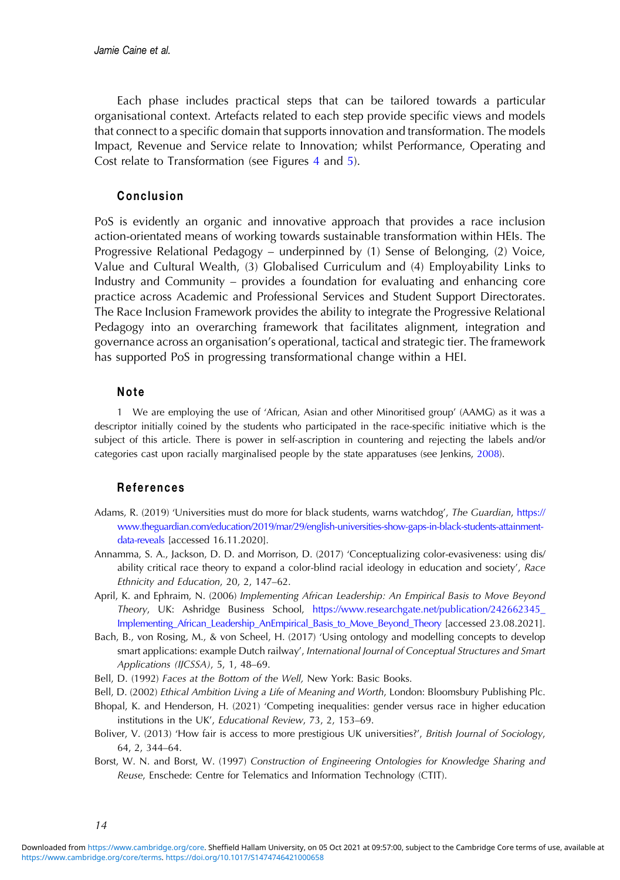Each phase includes practical steps that can be tailored towards a particular organisational context. Artefacts related to each step provide specific views and models that connect to a specific domain that supports innovation and transformation. The models Impact, Revenue and Service relate to Innovation; whilst Performance, Operating and Cost relate to Transformation (see Figures 4 and 5).

## Conclusion

PoS is evidently an organic and innovative approach that provides a race inclusion action-orientated means of working towards sustainable transformation within HEIs. The Progressive Relational Pedagogy – underpinned by (1) Sense of Belonging, (2) Voice, Value and Cultural Wealth, (3) Globalised Curriculum and (4) Employability Links to Industry and Community – provides a foundation for evaluating and enhancing core practice across Academic and Professional Services and Student Support Directorates. The Race Inclusion Framework provides the ability to integrate the Progressive Relational Pedagogy into an overarching framework that facilitates alignment, integration and governance across an organisation's operational, tactical and strategic tier. The framework has supported PoS in progressing transformational change within a HEI.

## Note

1 We are employing the use of 'African, Asian and other Minoritised group' (AAMG) as it was a descriptor initially coined by the students who participated in the race-specific initiative which is the subject of this article. There is power in self-ascription in countering and rejecting the labels and/or categories cast upon racially marginalised people by the state apparatuses (see Jenkins, 2008).

## References

Adams, R. (2019) 'Universities must do more for black students, warns watchdog', *The Guardian*, https://www.theguardian.com/education/2019/mar/29/english-universities-show-gaps-in-black-students-attainment-data-reveals [accessed 16.11.2020].

Annamma, S. A., Jackson, D. D. and Morrison, D. (2017) 'Conceptualizing color-evasiveness: using dis/ability critical race theory to expand a color-blind racial ideology in education and society', *Race Ethnicity and Education*, 20, 2, 147–62.

April, K. and Ephraim, N. (2006) *Implementing African Leadership: An Empirical Basis to Move Beyond Theory*, UK: Ashridge Business School, https://www.researchgate.net/publication/242662345_Implementing_African_Leadership_AnEmpirical_Basis_to_Move_Beyond_Theory [accessed 23.08.2021].

Bach, B., von Rosing, M., & von Scheel, H. (2017) 'Using ontology and modelling concepts to develop smart applications: example Dutch railway', *International Journal of Conceptual Structures and Smart Applications (IJCSSA)*, 5, 1, 48–69.

Bell, D. (1992) *Faces at the Bottom of the Well*, New York: Basic Books.

Bell, D. (2002) *Ethical Ambition Living a Life of Meaning and Worth*, London: Bloomsbury Publishing Plc.

Bhopal, K. and Henderson, H. (2021) 'Competing inequalities: gender versus race in higher education institutions in the UK', *Educational Review*, 73, 2, 153–69.

Boliver, V. (2013) 'How fair is access to more prestigious UK universities?', *British Journal of Sociology*, 64, 2, 344–64.

Borst, W. N. and Borst, W. (1997) *Construction of Engineering Ontologies for Knowledge Sharing and Reuse*, Enschede: Centre for Telematics and Information Technology (CTIT).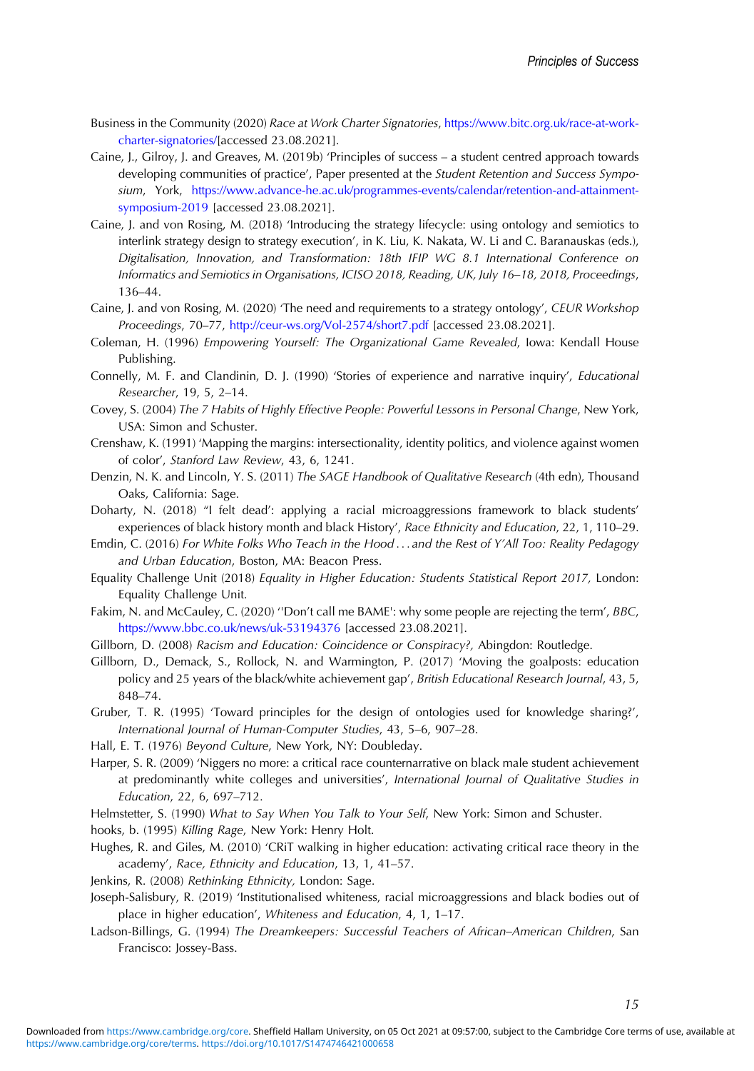Business in the Community (2020) *Race at Work Charter Signatories*, https://www.bitc.org.uk/race-at-work-charter-signatories/[accessed 23.08.2021].

Caine, J., Gilroy, J. and Greaves, M. (2019b) 'Principles of success – a student centred approach towards developing communities of practice', Paper presented at the *Student Retention and Success Symposium*, York, https://www.advance-he.ac.uk/programmes-events/calendar/retention-and-attainment-symposium-2019 [accessed 23.08.2021].

Caine, J. and von Rosing, M. (2018) 'Introducing the strategy lifecycle: using ontology and semiotics to interlink strategy design to strategy execution', in K. Liu, K. Nakata, W. Li and C. Baranauskas (eds.), *Digitalisation, Innovation, and Transformation: 18th IFIP WG 8.1 International Conference on Informatics and Semiotics in Organisations, ICISO 2018, Reading, UK, July 16–18, 2018, Proceedings*, 136–44.

Caine, J. and von Rosing, M. (2020) 'The need and requirements to a strategy ontology', *CEUR Workshop Proceedings*, 70–77, http://ceur-ws.org/Vol-2574/short7.pdf [accessed 23.08.2021].

Coleman, H. (1996) *Empowering Yourself: The Organizational Game Revealed*, Iowa: Kendall House Publishing.

Connelly, M. F. and Clandinin, D. J. (1990) 'Stories of experience and narrative inquiry', *Educational Researcher*, 19, 5, 2–14.

Covey, S. (2004) *The 7 Habits of Highly Effective People: Powerful Lessons in Personal Change*, New York, USA: Simon and Schuster.

Crenshaw, K. (1991) 'Mapping the margins: intersectionality, identity politics, and violence against women of color', *Stanford Law Review*, 43, 6, 1241.

Denzin, N. K. and Lincoln, Y. S. (2011) *The SAGE Handbook of Qualitative Research* (4th edn), Thousand Oaks, California: Sage.

Doharty, N. (2018) ''I felt dead': applying a racial microaggressions framework to black students' experiences of black history month and black History', *Race Ethnicity and Education*, 22, 1, 110–29.

Emdin, C. (2016) *For White Folks Who Teach in the Hood . . . and the Rest of Y'All Too: Reality Pedagogy and Urban Education*, Boston, MA: Beacon Press.

Equality Challenge Unit (2018) *Equality in Higher Education: Students Statistical Report 2017,* London: Equality Challenge Unit.

Fakim, N. and McCauley, C. (2020) ''Don't call me BAME': why some people are rejecting the term', *BBC*, https://www.bbc.co.uk/news/uk-53194376 [accessed 23.08.2021].

Gillborn, D. (2008) *Racism and Education: Coincidence or Conspiracy?,* Abingdon: Routledge.

Gillborn, D., Demack, S., Rollock, N. and Warmington, P. (2017) 'Moving the goalposts: education policy and 25 years of the black/white achievement gap', *British Educational Research Journal*, 43, 5, 848–74.

Gruber, T. R. (1995) 'Toward principles for the design of ontologies used for knowledge sharing?', *International Journal of Human-Computer Studies*, 43, 5–6, 907–28.

Hall, E. T. (1976) *Beyond Culture*, New York, NY: Doubleday.

Harper, S. R. (2009) 'Niggers no more: a critical race counternarrative on black male student achievement at predominantly white colleges and universities', *International Journal of Qualitative Studies in Education*, 22, 6, 697–712.

Helmstetter, S. (1990) *What to Say When You Talk to Your Self*, New York: Simon and Schuster.

hooks, b. (1995) *Killing Rage*, New York: Henry Holt.

Hughes, R. and Giles, M. (2010) 'CRiT walking in higher education: activating critical race theory in the academy', *Race, Ethnicity and Education*, 13, 1, 41–57.

Jenkins, R. (2008) *Rethinking Ethnicity,* London: Sage.

Joseph-Salisbury, R. (2019) 'Institutionalised whiteness, racial microaggressions and black bodies out of place in higher education', *Whiteness and Education*, 4, 1, 1–17.

Ladson-Billings, G. (1994) *The Dreamkeepers: Successful Teachers of African–American Children*, San Francisco: Jossey-Bass.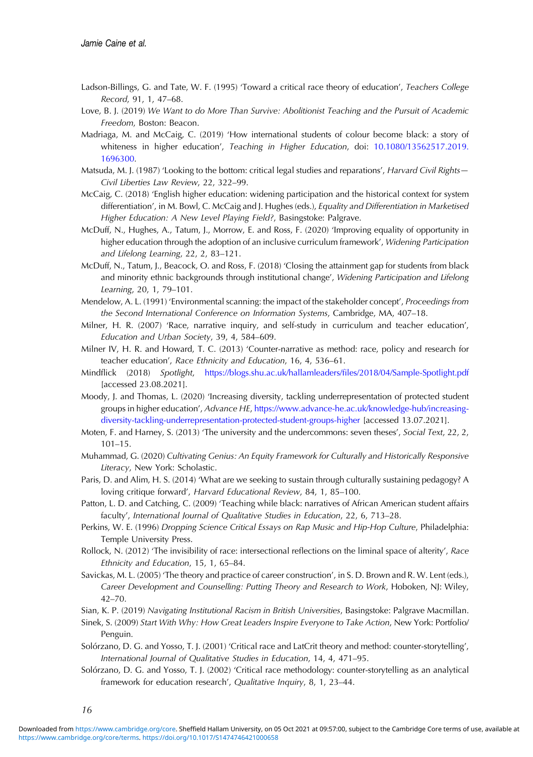Ladson-Billings, G. and Tate, W. F. (1995) 'Toward a critical race theory of education', *Teachers College Record*, 91, 1, 47–68.

Love, B. J. (2019) *We Want to do More Than Survive: Abolitionist Teaching and the Pursuit of Academic Freedom*, Boston: Beacon.

Madriaga, M. and McCaig, C. (2019) 'How international students of colour become black: a story of whiteness in higher education', *Teaching in Higher Education*, doi: 10.1080/13562517.2019.1696300.

Matsuda, M. J. (1987) 'Looking to the bottom: critical legal studies and reparations', *Harvard Civil Rights—Civil Liberties Law Review*, 22, 322–99.

McCaig, C. (2018) 'English higher education: widening participation and the historical context for system differentiation', in M. Bowl, C. McCaig and J. Hughes (eds.), *Equality and Differentiation in Marketised Higher Education: A New Level Playing Field?*, Basingstoke: Palgrave.

McDuff, N., Hughes, A., Tatum, J., Morrow, E. and Ross, F. (2020) 'Improving equality of opportunity in higher education through the adoption of an inclusive curriculum framework', *Widening Participation and Lifelong Learning*, 22, 2, 83–121.

McDuff, N., Tatum, J., Beacock, O. and Ross, F. (2018) 'Closing the attainment gap for students from black and minority ethnic backgrounds through institutional change', *Widening Participation and Lifelong Learning*, 20, 1, 79–101.

Mendelow, A. L. (1991) 'Environmental scanning: the impact of the stakeholder concept', *Proceedings from the Second International Conference on Information Systems*, Cambridge, MA, 407–18.

Milner, H. R. (2007) 'Race, narrative inquiry, and self-study in curriculum and teacher education', *Education and Urban Society*, 39, 4, 584–609.

Milner IV, H. R. and Howard, T. C. (2013) 'Counter-narrative as method: race, policy and research for teacher education', *Race Ethnicity and Education*, 16, 4, 536–61.

Mindflick (2018) *Spotlight*, https://blogs.shu.ac.uk/hallamleaders/files/2018/04/Sample-Spotlight.pdf [accessed 23.08.2021].

Moody, J. and Thomas, L. (2020) 'Increasing diversity, tackling underrepresentation of protected student groups in higher education', *Advance HE*, https://www.advance-he.ac.uk/knowledge-hub/increasing-diversity-tackling-underrepresentation-protected-student-groups-higher [accessed 13.07.2021].

Moten, F. and Harney, S. (2013) 'The university and the undercommons: seven theses', *Social Text*, 22, 2, 101–15.

Muhammad, G. (2020) *Cultivating Genius: An Equity Framework for Culturally and Historically Responsive Literacy*, New York: Scholastic.

Paris, D. and Alim, H. S. (2014) 'What are we seeking to sustain through culturally sustaining pedagogy? A loving critique forward', *Harvard Educational Review*, 84, 1, 85–100.

Patton, L. D. and Catching, C. (2009) 'Teaching while black: narratives of African American student affairs faculty', *International Journal of Qualitative Studies in Education*, 22, 6, 713–28.

Perkins, W. E. (1996) *Dropping Science Critical Essays on Rap Music and Hip-Hop Culture*, Philadelphia: Temple University Press.

Rollock, N. (2012) 'The invisibility of race: intersectional reflections on the liminal space of alterity', *Race Ethnicity and Education*, 15, 1, 65–84.

Savickas, M. L. (2005) 'The theory and practice of career construction', in S. D. Brown and R. W. Lent (eds.), *Career Development and Counselling: Putting Theory and Research to Work*, Hoboken, NJ: Wiley, 42–70.

Sian, K. P. (2019) *Navigating Institutional Racism in British Universities*, Basingstoke: Palgrave Macmillan.

Sinek, S. (2009) *Start With Why: How Great Leaders Inspire Everyone to Take Action*, New York: Portfolio/Penguin.

Solórzano, D. G. and Yosso, T. J. (2001) 'Critical race and LatCrit theory and method: counter-storytelling', *International Journal of Qualitative Studies in Education*, 14, 4, 471–95.

Solórzano, D. G. and Yosso, T. J. (2002) 'Critical race methodology: counter-storytelling as an analytical framework for education research', *Qualitative Inquiry*, 8, 1, 23–44.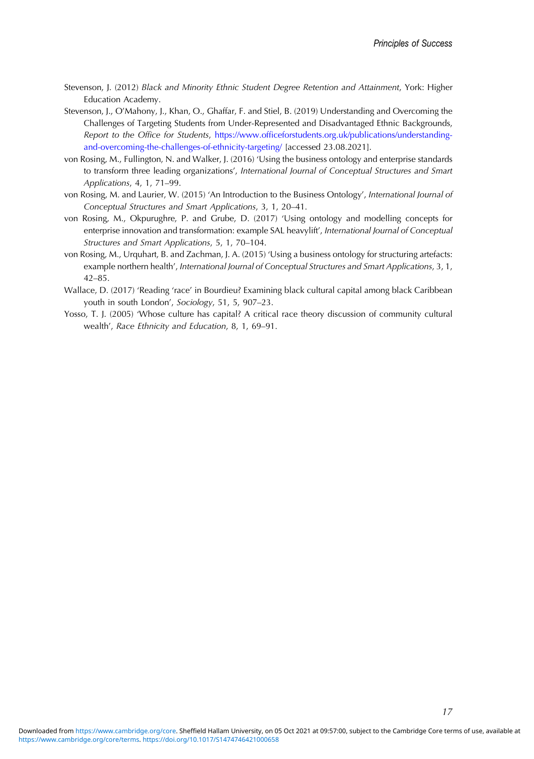Stevenson, J. (2012) *Black and Minority Ethnic Student Degree Retention and Attainment*, York: Higher Education Academy.

Stevenson, J., O'Mahony, J., Khan, O., Ghaffar, F. and Stiel, B. (2019) Understanding and Overcoming the Challenges of Targeting Students from Under-Represented and Disadvantaged Ethnic Backgrounds, *Report to the Office for Students*, https://www.officeforstudents.org.uk/publications/understanding-and-overcoming-the-challenges-of-ethnicity-targeting/ [accessed 23.08.2021].

von Rosing, M., Fullington, N. and Walker, J. (2016) 'Using the business ontology and enterprise standards to transform three leading organizations', *International Journal of Conceptual Structures and Smart Applications*, 4, 1, 71–99.

von Rosing, M. and Laurier, W. (2015) 'An Introduction to the Business Ontology', *International Journal of Conceptual Structures and Smart Applications*, 3, 1, 20–41.

von Rosing, M., Okpurughre, P. and Grube, D. (2017) 'Using ontology and modelling concepts for enterprise innovation and transformation: example SAL heavylift', *International Journal of Conceptual Structures and Smart Applications*, 5, 1, 70–104.

von Rosing, M., Urquhart, B. and Zachman, J. A. (2015) 'Using a business ontology for structuring artefacts: example northern health', *International Journal of Conceptual Structures and Smart Applications*, 3, 1, 42–85.

Wallace, D. (2017) 'Reading 'race' in Bourdieu? Examining black cultural capital among black Caribbean youth in south London', *Sociology*, 51, 5, 907–23.

Yosso, T. J. (2005) 'Whose culture has capital? A critical race theory discussion of community cultural wealth', *Race Ethnicity and Education*, 8, 1, 69–91.